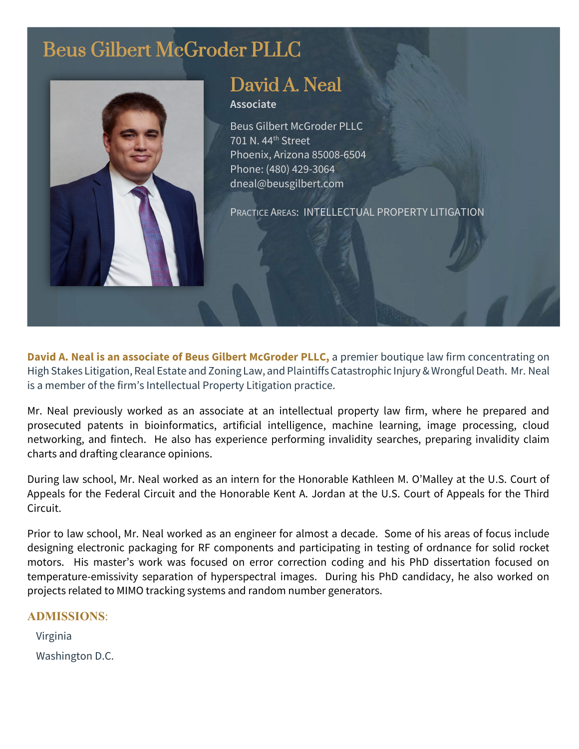# Beus Gilbert McGroder PLLC

## David A. Neal

**Associate**

Beus Gilbert McGroder PLLC
701 N. 44th Street
Phoenix, Arizona 85008-6504
Phone: (480) 429-3064
dneal@beusgilbert.com

PRACTICE AREAS: INTELLECTUAL PROPERTY LITIGATION

**David A. Neal is an associate of Beus Gilbert McGroder PLLC,** a premier boutique law firm concentrating on High Stakes Litigation, Real Estate and Zoning Law, and Plaintiffs Catastrophic Injury & Wrongful Death. Mr. Neal is a member of the firm's Intellectual Property Litigation practice.

Mr. Neal previously worked as an associate at an intellectual property law firm, where he prepared and prosecuted patents in bioinformatics, artificial intelligence, machine learning, image processing, cloud networking, and fintech. He also has experience performing invalidity searches, preparing invalidity claim charts and drafting clearance opinions.

During law school, Mr. Neal worked as an intern for the Honorable Kathleen M. O'Malley at the U.S. Court of Appeals for the Federal Circuit and the Honorable Kent A. Jordan at the U.S. Court of Appeals for the Third Circuit.

Prior to law school, Mr. Neal worked as an engineer for almost a decade. Some of his areas of focus include designing electronic packaging for RF components and participating in testing of ordnance for solid rocket motors. His master's work was focused on error correction coding and his PhD dissertation focused on temperature-emissivity separation of hyperspectral images. During his PhD candidacy, he also worked on projects related to MIMO tracking systems and random number generators.

### ADMISSIONS:

Virginia

Washington D.C.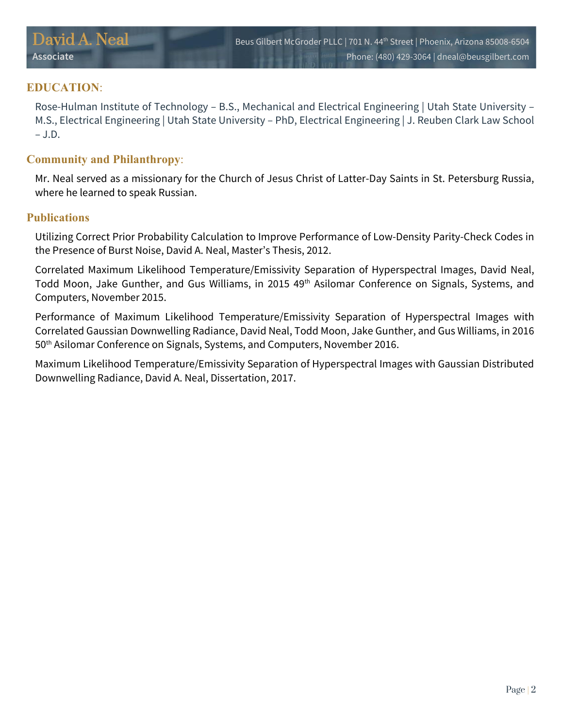# David A. Neal

**Associate**

Beus Gilbert McGroder PLLC | 701 N. 44th Street | Phoenix, Arizona 85008-6504
Phone: (480) 429-3064 | dneal@beusgilbert.com

## EDUCATION:

Rose-Hulman Institute of Technology – B.S., Mechanical and Electrical Engineering | Utah State University – M.S., Electrical Engineering | Utah State University – PhD, Electrical Engineering | J. Reuben Clark Law School – J.D.

## Community and Philanthropy:

Mr. Neal served as a missionary for the Church of Jesus Christ of Latter-Day Saints in St. Petersburg Russia, where he learned to speak Russian.

## Publications

Utilizing Correct Prior Probability Calculation to Improve Performance of Low-Density Parity-Check Codes in the Presence of Burst Noise, David A. Neal, Master's Thesis, 2012.

Correlated Maximum Likelihood Temperature/Emissivity Separation of Hyperspectral Images, David Neal, Todd Moon, Jake Gunther, and Gus Williams, in 2015 49th Asilomar Conference on Signals, Systems, and Computers, November 2015.

Performance of Maximum Likelihood Temperature/Emissivity Separation of Hyperspectral Images with Correlated Gaussian Downwelling Radiance, David Neal, Todd Moon, Jake Gunther, and Gus Williams, in 2016 50th Asilomar Conference on Signals, Systems, and Computers, November 2016.

Maximum Likelihood Temperature/Emissivity Separation of Hyperspectral Images with Gaussian Distributed Downwelling Radiance, David A. Neal, Dissertation, 2017.